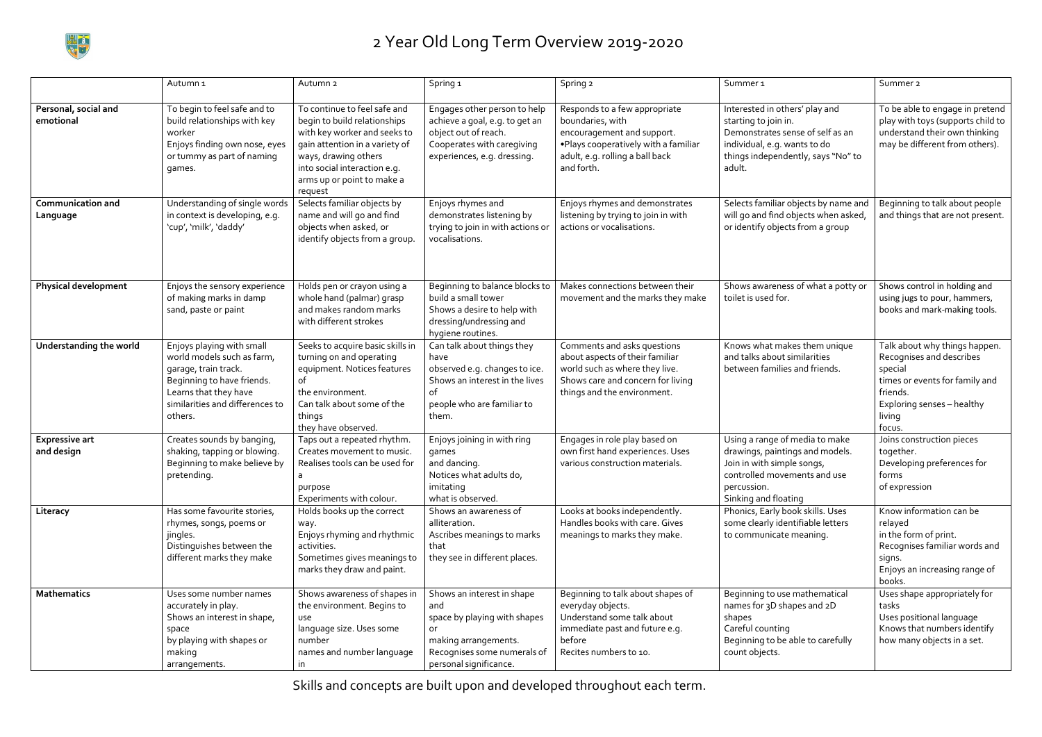# 2 Year Old Long Term Overview 2019-2020

| | Autumn 1 | Autumn 2 | Spring 1 | Spring 2 | Summer 1 | Summer 2 |
|---|---|---|---|---|---|---|
| **Personal, social and emotional** | To begin to feel safe and to build relationships with key worker<br>Enjoys finding own nose, eyes or tummy as part of naming games. | To continue to feel safe and begin to build relationships with key worker and seeks to gain attention in a variety of ways, drawing others into social interaction e.g. arms up or point to make a request | Engages other person to help achieve a goal, e.g. to get an object out of reach.<br>Cooperates with caregiving experiences, e.g. dressing. | Responds to a few appropriate boundaries, with encouragement and support.<br>•Plays cooperatively with a familiar adult, e.g. rolling a ball back and forth. | Interested in others' play and starting to join in.<br>Demonstrates sense of self as an individual, e.g. wants to do things independently, says "No" to adult. | To be able to engage in pretend play with toys (supports child to understand their own thinking may be different from others). |
| **Communication and Language** | Understanding of single words in context is developing, e.g. 'cup', 'milk', 'daddy' | Selects familiar objects by name and will go and find objects when asked, or identify objects from a group. | Enjoys rhymes and demonstrates listening by trying to join in with actions or vocalisations. | Enjoys rhymes and demonstrates listening by trying to join in with actions or vocalisations. | Selects familiar objects by name and will go and find objects when asked, or identify objects from a group | Beginning to talk about people and things that are not present. |
| **Physical development** | Enjoys the sensory experience of making marks in damp sand, paste or paint | Holds pen or crayon using a whole hand (palmar) grasp and makes random marks with different strokes | Beginning to balance blocks to build a small tower<br>Shows a desire to help with dressing/undressing and hygiene routines. | Makes connections between their movement and the marks they make | Shows awareness of what a potty or toilet is used for. | Shows control in holding and using jugs to pour, hammers, books and mark-making tools. |
| **Understanding the world** | Enjoys playing with small world models such as farm, garage, train track.<br>Beginning to have friends.<br>Learns that they have similarities and differences to others. | Seeks to acquire basic skills in turning on and operating equipment. Notices features of the environment.<br>Can talk about some of the things they have observed. | Can talk about things they have observed e.g. changes to ice.<br>Shows an interest in the lives of people who are familiar to them. | Comments and asks questions about aspects of their familiar world such as where they live.<br>Shows care and concern for living things and the environment. | Knows what makes them unique and talks about similarities between families and friends. | Talk about why things happen.<br>Recognises and describes special times or events for family and friends.<br>Exploring senses – healthy living focus. |
| **Expressive art and design** | Creates sounds by banging, shaking, tapping or blowing.<br>Beginning to make believe by pretending. | Taps out a repeated rhythm.<br>Creates movement to music.<br>Realises tools can be used for a purpose<br>Experiments with colour. | Enjoys joining in with ring games and dancing.<br>Notices what adults do, imitating what is observed. | Engages in role play based on own first hand experiences. Uses various construction materials. | Using a range of media to make drawings, paintings and models.<br>Join in with simple songs, controlled movements and use percussion.<br>Sinking and floating | Joins construction pieces together.<br>Developing preferences for forms of expression |
| **Literacy** | Has some favourite stories, rhymes, songs, poems or jingles.<br>Distinguishes between the different marks they make | Holds books up the correct way.<br>Enjoys rhyming and rhythmic activities.<br>Sometimes gives meanings to marks they draw and paint. | Shows an awareness of alliteration.<br>Ascribes meanings to marks that they see in different places. | Looks at books independently.<br>Handles books with care. Gives meanings to marks they make. | Phonics, Early book skills. Uses some clearly identifiable letters to communicate meaning. | Know information can be relayed in the form of print.<br>Recognises familiar words and signs.<br>Enjoys an increasing range of books. |
| **Mathematics** | Uses some number names accurately in play.<br>Shows an interest in shape, space by playing with shapes or making arrangements. | Shows awareness of shapes in the environment. Begins to use language size. Uses some number names and number language in | Shows an interest in shape and space by playing with shapes or making arrangements.<br>Recognises some numerals of personal significance. | Beginning to talk about shapes of everyday objects.<br>Understand some talk about immediate past and future e.g. before<br>Recites numbers to 10. | Beginning to use mathematical names for 3D shapes and 2D shapes<br>Careful counting<br>Beginning to be able to carefully count objects. | Uses shape appropriately for tasks<br>Uses positional language<br>Knows that numbers identify how many objects in a set. |

Skills and concepts are built upon and developed throughout each term.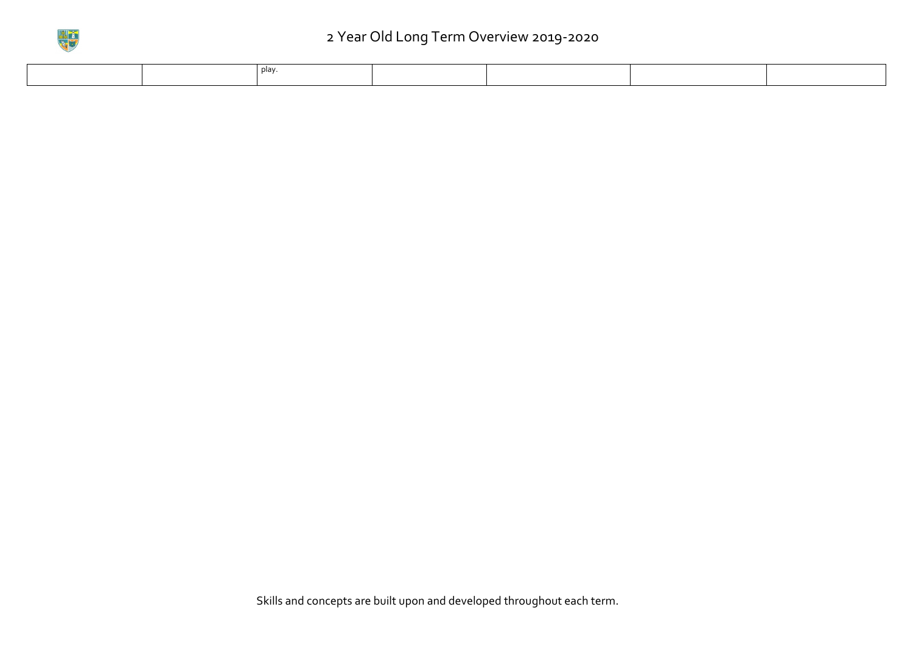| | | | | | | |
|---|---|---|---|---|---|---|
| | | play. | | | | |

Skills and concepts are built upon and developed throughout each term.